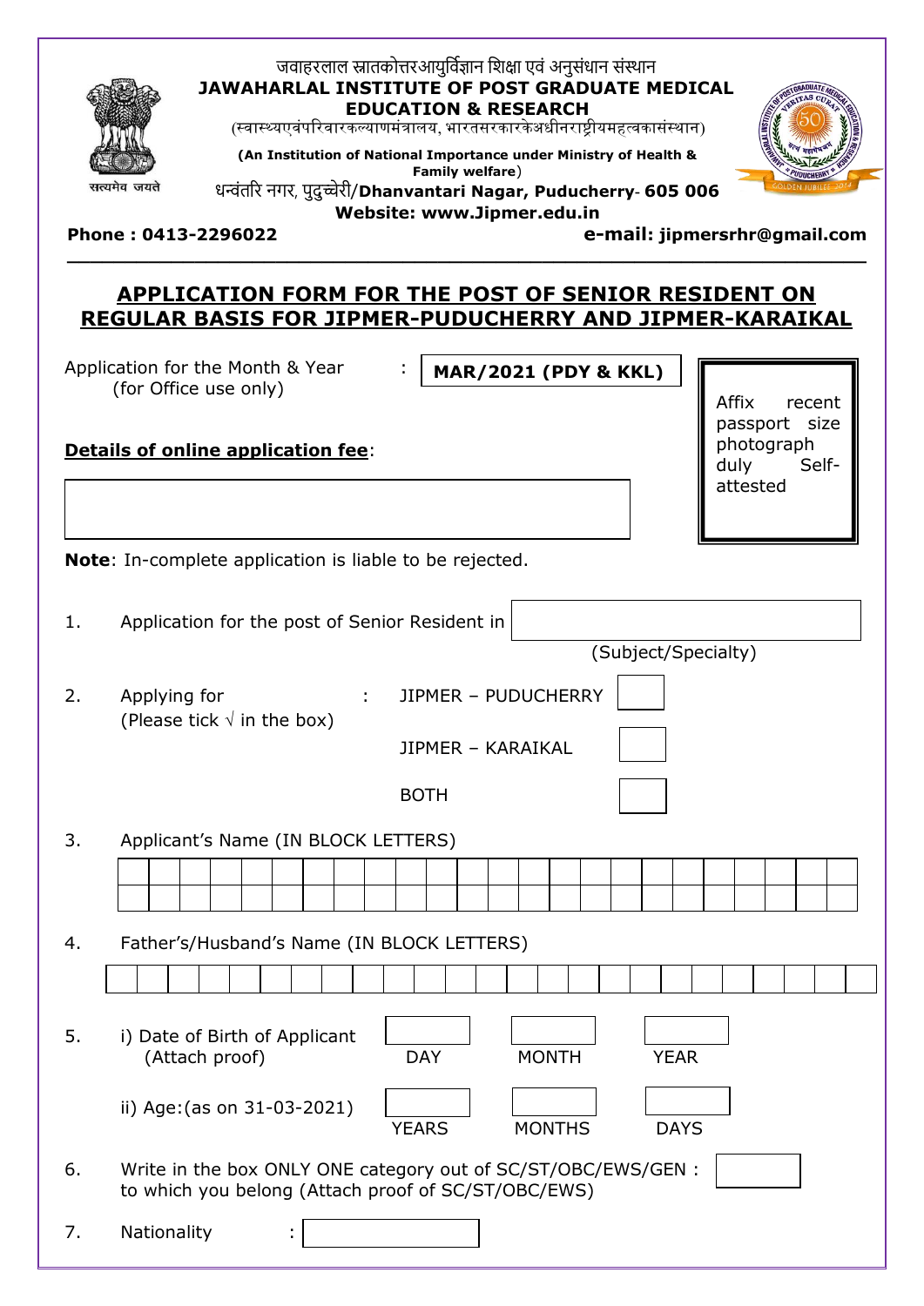जवाहरलाल स्नातकोत्तरआयुर्विज्ञान शिक्षा एवं अनुसंधान संस्थान

**JAWAHARLAL INSTITUTE OF POST GRADUATE MEDICAL EDUCATION & RESEARCH**

(स्वास्थ्यएवंपरिवारकल्याणमंत्रालय, भारतसरकारकेअधीनराष्ट्रीयमहत्वकासंस्थान)

**(An Institution of National Importance under Ministry of Health & Family welfare)**

धन्वंतरि नगर, पुदुच्चेरी/**Dhanvantari Nagar, Puducherry- 605 006**

**Website: www.Jipmer.edu.in**

**Phone : 0413-2296022** **e-mail: jipmersrhr@gmail.com**

---

## APPLICATION FORM FOR THE POST OF SENIOR RESIDENT ON REGULAR BASIS FOR JIPMER-PUDUCHERRY AND JIPMER-KARAIKAL

Application for the Month & Year (for Office use only) : **MAR/2021 (PDY & KKL)**

Affix recent passport size photograph duly Self-attested

**Details of online application fee**:

**Note**: In-complete application is liable to be rejected.

1. Application for the post of Senior Resident in ________ (Subject/Specialty)

2. Applying for (Please tick √ in the box) :
   - JIPMER – PUDUCHERRY ☐
   - JIPMER – KARAIKAL ☐
   - BOTH ☐

3. Applicant's Name (IN BLOCK LETTERS)

4. Father's/Husband's Name (IN BLOCK LETTERS)

5. i) Date of Birth of Applicant (Attach proof) — DAY / MONTH / YEAR

   ii) Age:(as on 31-03-2021) — YEARS / MONTHS / DAYS

6. Write in the box ONLY ONE category out of SC/ST/OBC/EWS/GEN : to which you belong (Attach proof of SC/ST/OBC/EWS)

7. Nationality :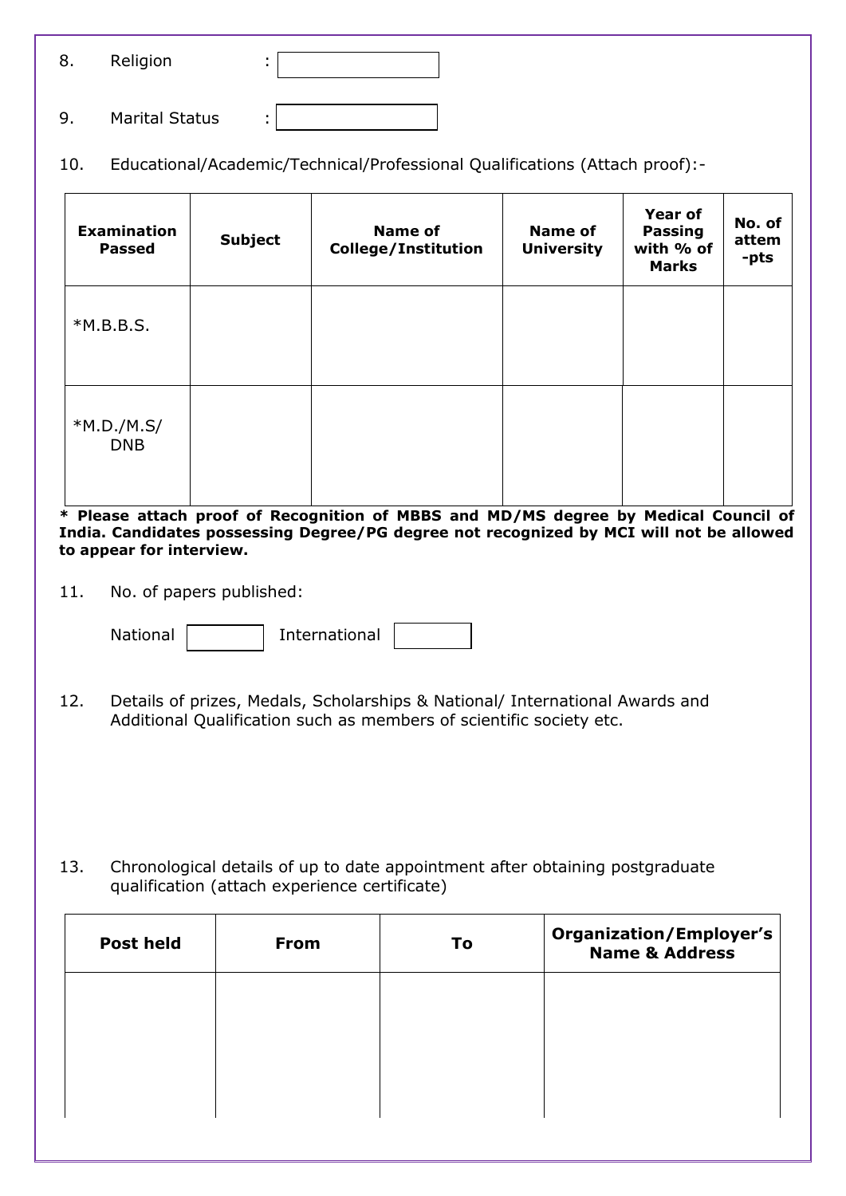8. Religion : 

9. Marital Status : 

10. Educational/Academic/Technical/Professional Qualifications (Attach proof):-

| Examination Passed | Subject | Name of College/Institution | Name of University | Year of Passing with % of Marks | No. of attem -pts |
|---|---|---|---|---|---|
| *M.B.B.S. | | | | | |
| *M.D./M.S/ DNB | | | | | |

**\* Please attach proof of Recognition of MBBS and MD/MS degree by Medical Council of India. Candidates possessing Degree/PG degree not recognized by MCI will not be allowed to appear for interview.**

11. No. of papers published:

National  International 

12. Details of prizes, Medals, Scholarships & National/ International Awards and Additional Qualification such as members of scientific society etc.

13. Chronological details of up to date appointment after obtaining postgraduate qualification (attach experience certificate)

| Post held | From | To | Organization/Employer's Name & Address |
|---|---|---|---|
| | | | |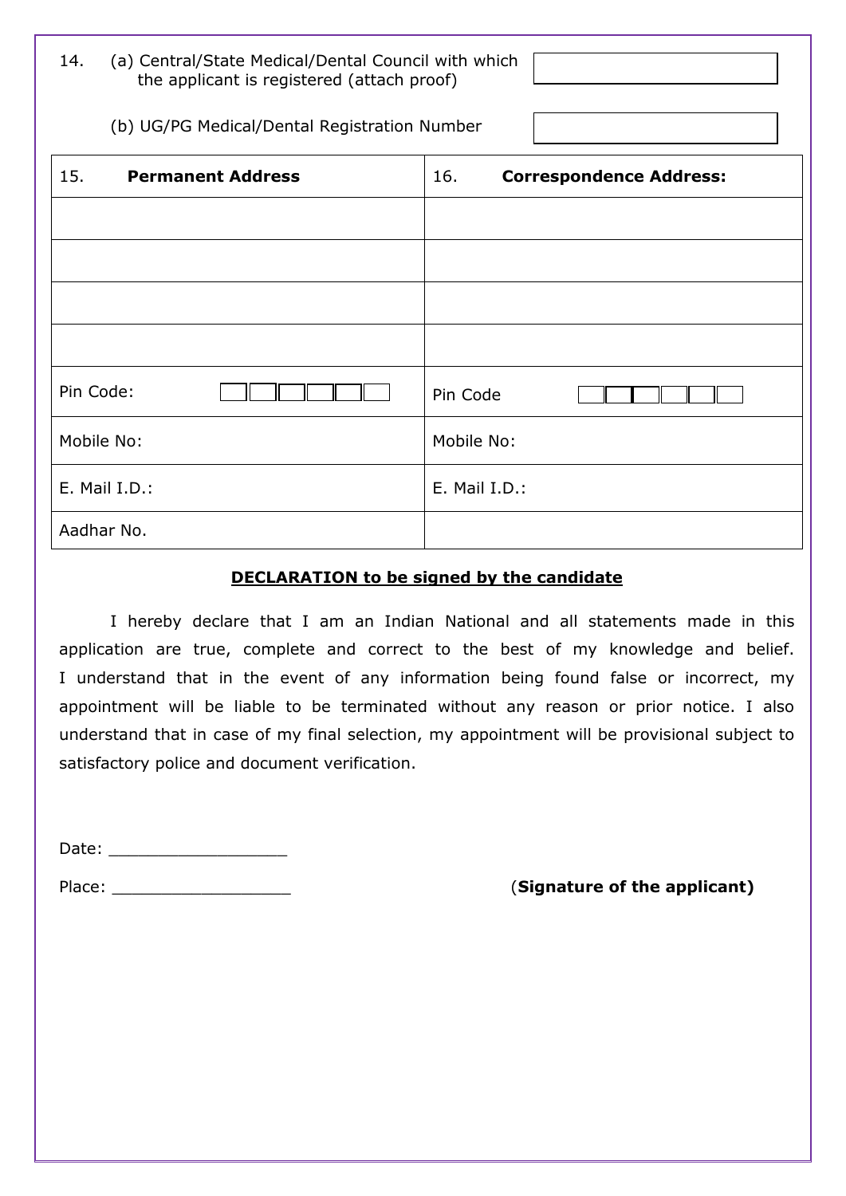14. (a) Central/State Medical/Dental Council with which the applicant is registered (attach proof)

(b) UG/PG Medical/Dental Registration Number

| 15. **Permanent Address** | 16. **Correspondence Address:** |
|---|---|
| | |
| | |
| | |
| | |
| Pin Code: | Pin Code |
| Mobile No: | Mobile No: |
| E. Mail I.D.: | E. Mail I.D.: |
| Aadhar No. | |

**DECLARATION to be signed by the candidate**

I hereby declare that I am an Indian National and all statements made in this application are true, complete and correct to the best of my knowledge and belief. I understand that in the event of any information being found false or incorrect, my appointment will be liable to be terminated without any reason or prior notice. I also understand that in case of my final selection, my appointment will be provisional subject to satisfactory police and document verification.

Date: ______________

Place: ______________

(**Signature of the applicant)**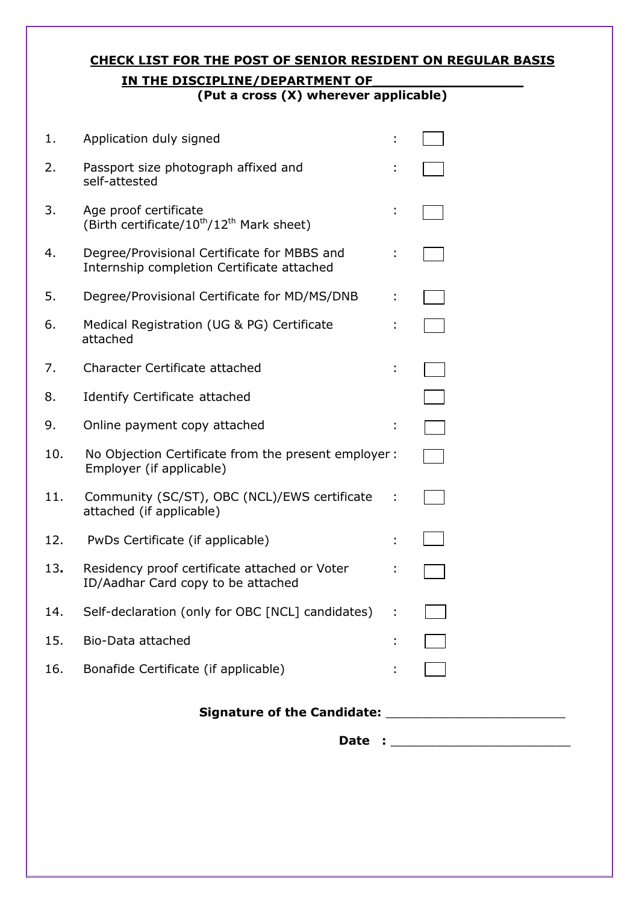## CHECK LIST FOR THE POST OF SENIOR RESIDENT ON REGULAR BASIS

## IN THE DISCIPLINE/DEPARTMENT OF________________

**(Put a cross (X) wherever applicable)**

| | | | |
|---|---|---|---|
| 1. | Application duly signed | : | ☐ |
| 2. | Passport size photograph affixed and self-attested | : | ☐ |
| 3. | Age proof certificate (Birth certificate/10th/12th Mark sheet) | : | ☐ |
| 4. | Degree/Provisional Certificate for MBBS and Internship completion Certificate attached | : | ☐ |
| 5. | Degree/Provisional Certificate for MD/MS/DNB | : | ☐ |
| 6. | Medical Registration (UG & PG) Certificate attached | : | ☐ |
| 7. | Character Certificate attached | : | ☐ |
| 8. | Identify Certificate attached | | ☐ |
| 9. | Online payment copy attached | : | ☐ |
| 10. | No Objection Certificate from the present employer Employer (if applicable) | : | ☐ |
| 11. | Community (SC/ST), OBC (NCL)/EWS certificate attached (if applicable) | : | ☐ |
| 12. | PwDs Certificate (if applicable) | : | ☐ |
| 13. | Residency proof certificate attached or Voter ID/Aadhar Card copy to be attached | : | ☐ |
| 14. | Self-declaration (only for OBC [NCL] candidates) | : | ☐ |
| 15. | Bio-Data attached | : | ☐ |
| 16. | Bonafide Certificate (if applicable) | : | ☐ |

**Signature of the Candidate:** ______________________

**Date :** ______________________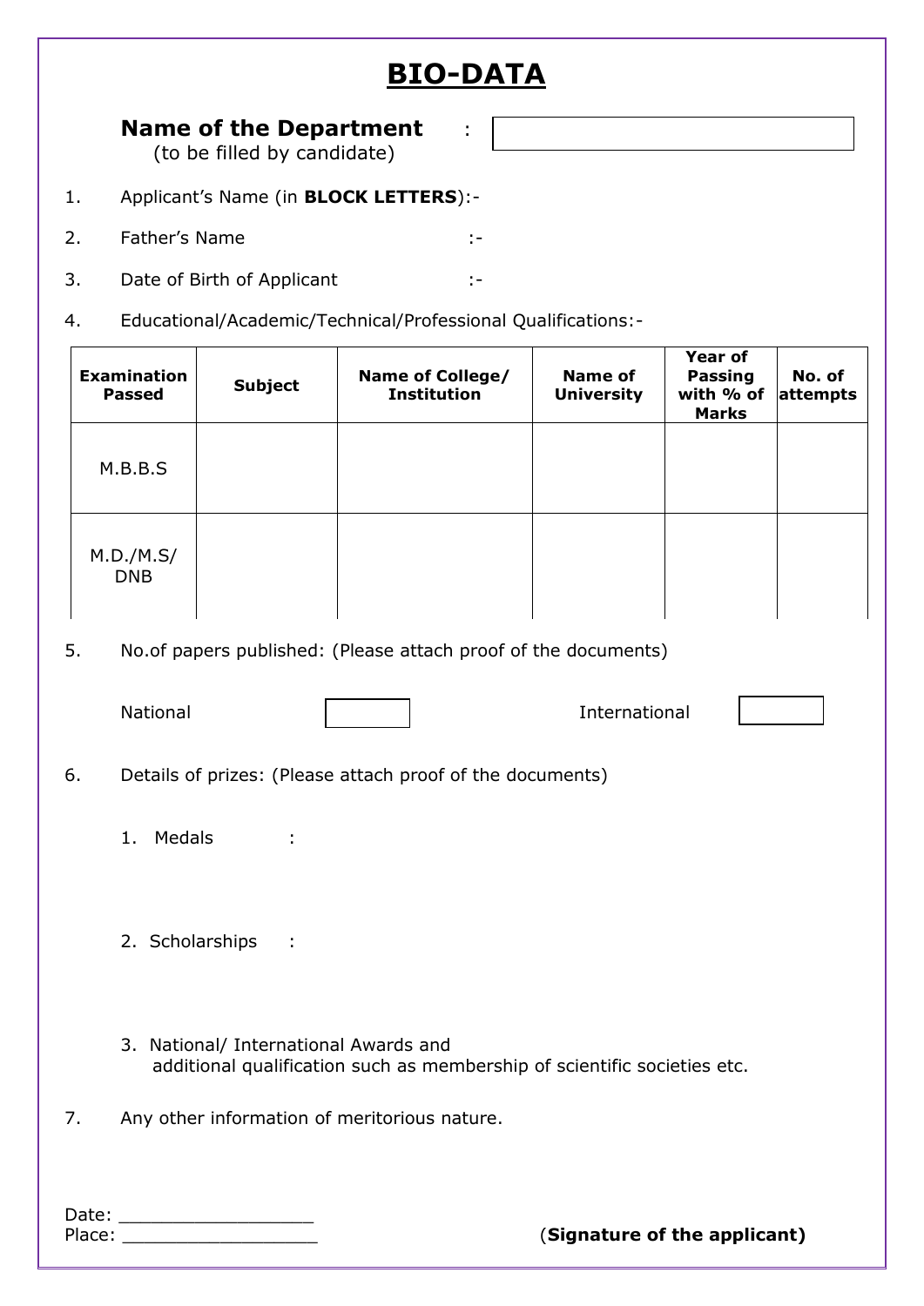# BIO-DATA

**Name of the Department** :
(to be filled by candidate)

1. Applicant's Name (in **BLOCK LETTERS**):-

2. Father's Name :-

3. Date of Birth of Applicant :-

4. Educational/Academic/Technical/Professional Qualifications:-

| Examination Passed | Subject | Name of College/ Institution | Name of University | Year of Passing with % of Marks | No. of attempts |
|---|---|---|---|---|---|
| M.B.B.S | | | | | |
| M.D./M.S/ DNB | | | | | |

5. No.of papers published: (Please attach proof of the documents)

   National            International

6. Details of prizes: (Please attach proof of the documents)

   1. Medals :

   2. Scholarships :

   3. National/ International Awards and additional qualification such as membership of scientific societies etc.

7. Any other information of meritorious nature.

Date: ___________________
Place: ___________________

(**Signature of the applicant)**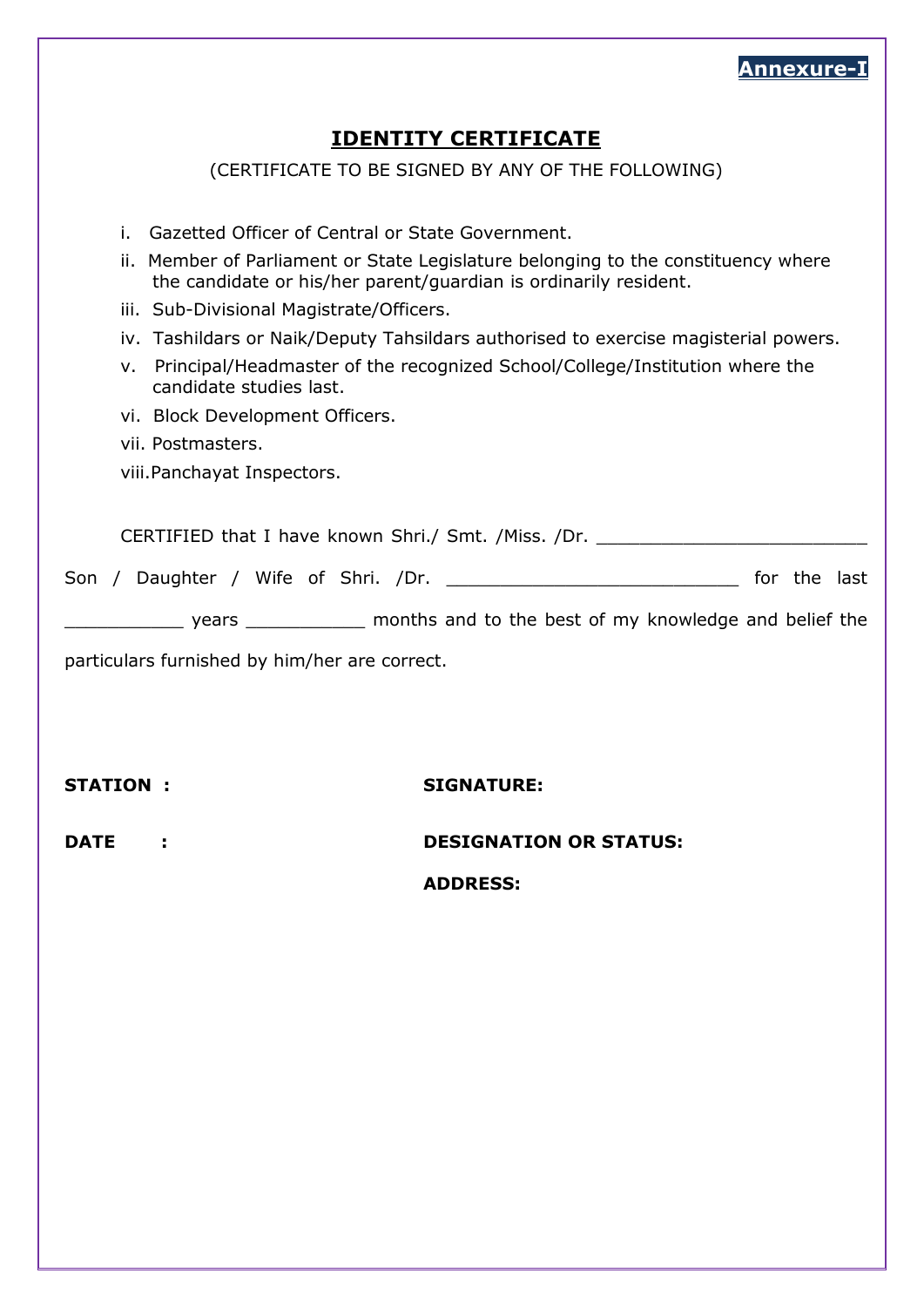**Annexure-I**

## IDENTITY CERTIFICATE

(CERTIFICATE TO BE SIGNED BY ANY OF THE FOLLOWING)

i. Gazetted Officer of Central or State Government.

ii. Member of Parliament or State Legislature belonging to the constituency where the candidate or his/her parent/guardian is ordinarily resident.

iii. Sub-Divisional Magistrate/Officers.

iv. Tashildars or Naik/Deputy Tahsildars authorised to exercise magisterial powers.

v. Principal/Headmaster of the recognized School/College/Institution where the candidate studies last.

vi. Block Development Officers.

vii. Postmasters.

viii. Panchayat Inspectors.

CERTIFIED that I have known Shri./ Smt. /Miss. /Dr. _________________________ Son / Daughter / Wife of Shri. /Dr. ___________________________ for the last ___________ years ___________ months and to the best of my knowledge and belief the particulars furnished by him/her are correct.

**STATION :** 

**SIGNATURE:**

**DATE :** 

**DESIGNATION OR STATUS:**

**ADDRESS:**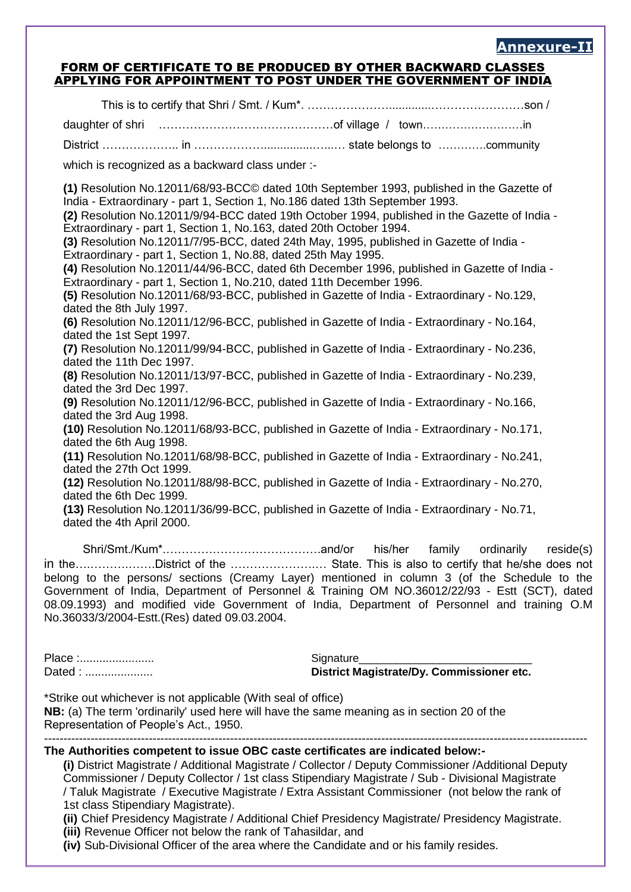**Annexure-II**

## FORM OF CERTIFICATE TO BE PRODUCED BY OTHER BACKWARD CLASSES APPLYING FOR APPOINTMENT TO POST UNDER THE GOVERNMENT OF INDIA

This is to certify that Shri / Smt. / Kum*. ………………….............……………………son / daughter of shri ………………………………………of village / town………………………in District ……………….. in ………………................…..… state belongs to ………….community which is recognized as a backward class under :-

**(1)** Resolution No.12011/68/93-BCC© dated 10th September 1993, published in the Gazette of India - Extraordinary - part 1, Section 1, No.186 dated 13th September 1993.
**(2)** Resolution No.12011/9/94-BCC dated 19th October 1994, published in the Gazette of India - Extraordinary - part 1, Section 1, No.163, dated 20th October 1994.
**(3)** Resolution No.12011/7/95-BCC, dated 24th May, 1995, published in Gazette of India - Extraordinary - part 1, Section 1, No.88, dated 25th May 1995.
**(4)** Resolution No.12011/44/96-BCC, dated 6th December 1996, published in Gazette of India - Extraordinary - part 1, Section 1, No.210, dated 11th December 1996.
**(5)** Resolution No.12011/68/93-BCC, published in Gazette of India - Extraordinary - No.129, dated the 8th July 1997.
**(6)** Resolution No.12011/12/96-BCC, published in Gazette of India - Extraordinary - No.164, dated the 1st Sept 1997.
**(7)** Resolution No.12011/99/94-BCC, published in Gazette of India - Extraordinary - No.236, dated the 11th Dec 1997.
**(8)** Resolution No.12011/13/97-BCC, published in Gazette of India - Extraordinary - No.239, dated the 3rd Dec 1997.
**(9)** Resolution No.12011/12/96-BCC, published in Gazette of India - Extraordinary - No.166, dated the 3rd Aug 1998.
**(10)** Resolution No.12011/68/93-BCC, published in Gazette of India - Extraordinary - No.171, dated the 6th Aug 1998.
**(11)** Resolution No.12011/68/98-BCC, published in Gazette of India - Extraordinary - No.241, dated the 27th Oct 1999.
**(12)** Resolution No.12011/88/98-BCC, published in Gazette of India - Extraordinary - No.270, dated the 6th Dec 1999.
**(13)** Resolution No.12011/36/99-BCC, published in Gazette of India - Extraordinary - No.71, dated the 4th April 2000.

Shri/Smt./Kum*……………………………………and/or his/her family ordinarily reside(s) in the…………………District of the …………………… State. This is also to certify that he/she does not belong to the persons/ sections (Creamy Layer) mentioned in column 3 (of the Schedule to the Government of India, Department of Personnel & Training OM NO.36012/22/93 - Estt (SCT), dated 08.09.1993) and modified vide Government of India, Department of Personnel and training O.M No.36033/3/2004-Estt.(Res) dated 09.03.2004.

Place :.......................
Dated : .....................

Signature____________________________
**District Magistrate/Dy. Commissioner etc.**

*Strike out whichever is not applicable (With seal of office)
**NB:** (a) The term 'ordinarily' used here will have the same meaning as in section 20 of the Representation of People's Act., 1950.

---

**The Authorities competent to issue OBC caste certificates are indicated below:-**

**(i)** District Magistrate / Additional Magistrate / Collector / Deputy Commissioner /Additional Deputy Commissioner / Deputy Collector / 1st class Stipendiary Magistrate / Sub - Divisional Magistrate / Taluk Magistrate / Executive Magistrate / Extra Assistant Commissioner (not below the rank of 1st class Stipendiary Magistrate).
**(ii)** Chief Presidency Magistrate / Additional Chief Presidency Magistrate/ Presidency Magistrate.
**(iii)** Revenue Officer not below the rank of Tahasildar, and
**(iv)** Sub-Divisional Officer of the area where the Candidate and or his family resides.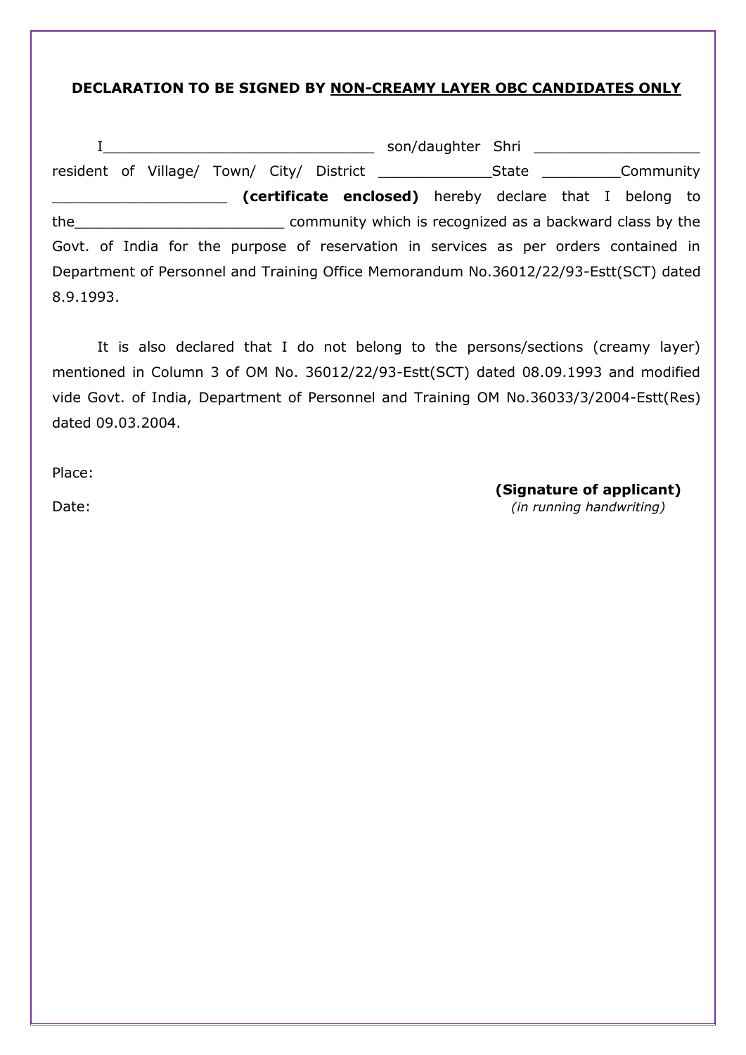**DECLARATION TO BE SIGNED BY NON-CREAMY LAYER OBC CANDIDATES ONLY**

I_______________________________ son/daughter Shri ___________________ resident of Village/ Town/ City/ District _____________State _________Community ____________________ **(certificate enclosed)** hereby declare that I belong to the________________________ community which is recognized as a backward class by the Govt. of India for the purpose of reservation in services as per orders contained in Department of Personnel and Training Office Memorandum No.36012/22/93-Estt(SCT) dated 8.9.1993.

It is also declared that I do not belong to the persons/sections (creamy layer) mentioned in Column 3 of OM No. 36012/22/93-Estt(SCT) dated 08.09.1993 and modified vide Govt. of India, Department of Personnel and Training OM No.36033/3/2004-Estt(Res) dated 09.03.2004.

Place:

Date:

**(Signature of applicant)**
*(in running handwriting)*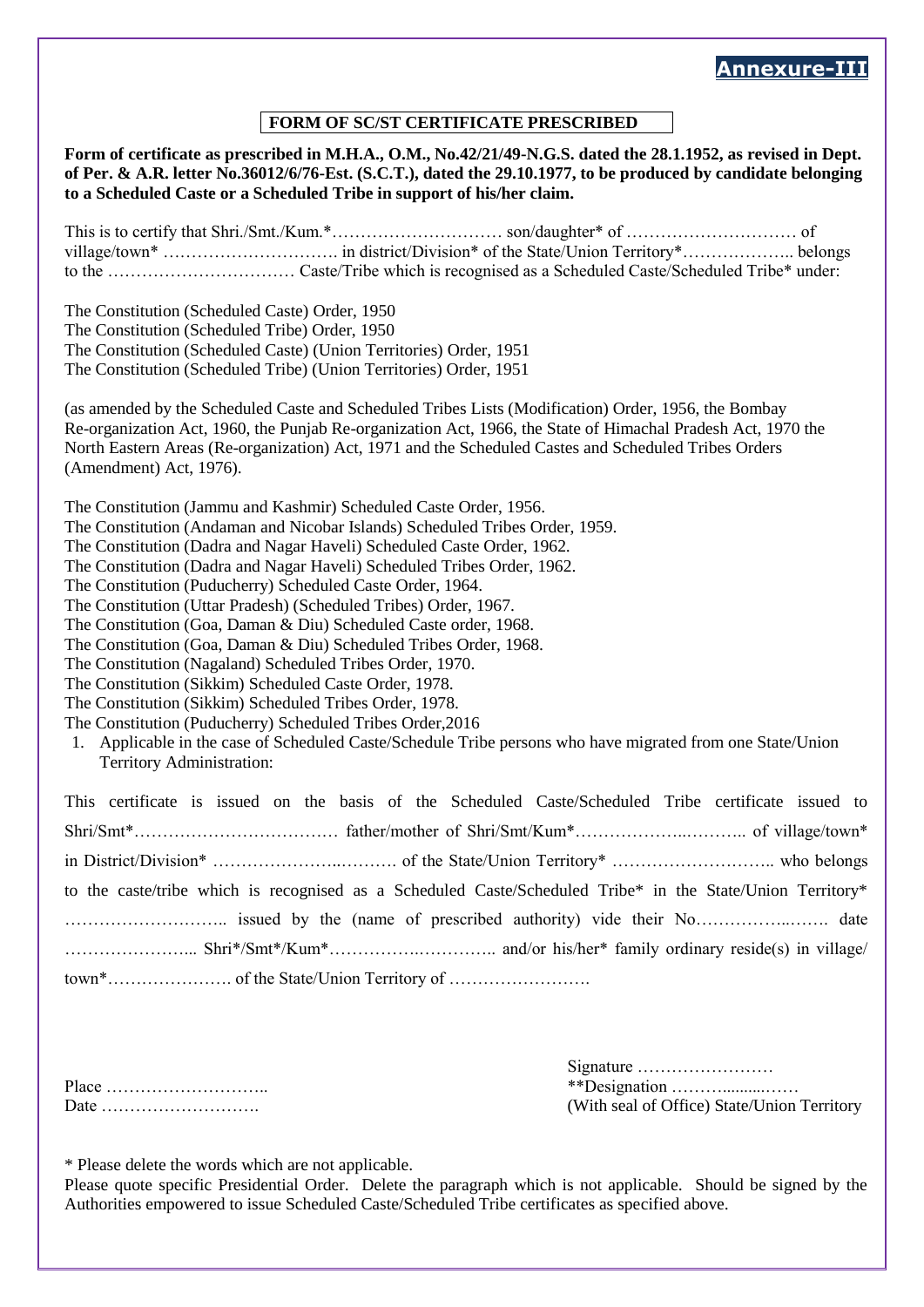**Annexure-III**

## FORM OF SC/ST CERTIFICATE PRESCRIBED

**Form of certificate as prescribed in M.H.A., O.M., No.42/21/49-N.G.S. dated the 28.1.1952, as revised in Dept. of Per. & A.R. letter No.36012/6/76-Est. (S.C.T.), dated the 29.10.1977, to be produced by candidate belonging to a Scheduled Caste or a Scheduled Tribe in support of his/her claim.**

This is to certify that Shri./Smt./Kum.*………………………… son/daughter* of ………………………… of village/town* …………………………. in district/Division* of the State/Union Territory*……………….. belongs to the …………………………… Caste/Tribe which is recognised as a Scheduled Caste/Scheduled Tribe* under:

The Constitution (Scheduled Caste) Order, 1950
The Constitution (Scheduled Tribe) Order, 1950
The Constitution (Scheduled Caste) (Union Territories) Order, 1951
The Constitution (Scheduled Tribe) (Union Territories) Order, 1951

(as amended by the Scheduled Caste and Scheduled Tribes Lists (Modification) Order, 1956, the Bombay Re-organization Act, 1960, the Punjab Re-organization Act, 1966, the State of Himachal Pradesh Act, 1970 the North Eastern Areas (Re-organization) Act, 1971 and the Scheduled Castes and Scheduled Tribes Orders (Amendment) Act, 1976).

The Constitution (Jammu and Kashmir) Scheduled Caste Order, 1956.
The Constitution (Andaman and Nicobar Islands) Scheduled Tribes Order, 1959.
The Constitution (Dadra and Nagar Haveli) Scheduled Caste Order, 1962.
The Constitution (Dadra and Nagar Haveli) Scheduled Tribes Order, 1962.
The Constitution (Puducherry) Scheduled Caste Order, 1964.
The Constitution (Uttar Pradesh) (Scheduled Tribes) Order, 1967.
The Constitution (Goa, Daman & Diu) Scheduled Caste order, 1968.
The Constitution (Goa, Daman & Diu) Scheduled Tribes Order, 1968.
The Constitution (Nagaland) Scheduled Tribes Order, 1970.
The Constitution (Sikkim) Scheduled Caste Order, 1978.
The Constitution (Sikkim) Scheduled Tribes Order, 1978.
The Constitution (Puducherry) Scheduled Tribes Order,2016

1. Applicable in the case of Scheduled Caste/Schedule Tribe persons who have migrated from one State/Union Territory Administration:

This certificate is issued on the basis of the Scheduled Caste/Scheduled Tribe certificate issued to Shri/Smt*……………………………… father/mother of Shri/Smt/Kum*………………..……….. of village/town* in District/Division* …………………..………. of the State/Union Territory* ……………………….. who belongs to the caste/tribe which is recognised as a Scheduled Caste/Scheduled Tribe* in the State/Union Territory* ……………………….. issued by the (name of prescribed authority) vide their No……………..……. date …………………... Shri*/Smt*/Kum*…………….………….. and/or his/her* family ordinary reside(s) in village/ town*…………………. of the State/Union Territory of …………………….

Place ………………………..
Date ……………………….

Signature ……………………
**Designation ……….........……
(With seal of Office) State/Union Territory

\* Please delete the words which are not applicable.
Please quote specific Presidential Order. Delete the paragraph which is not applicable. Should be signed by the Authorities empowered to issue Scheduled Caste/Scheduled Tribe certificates as specified above.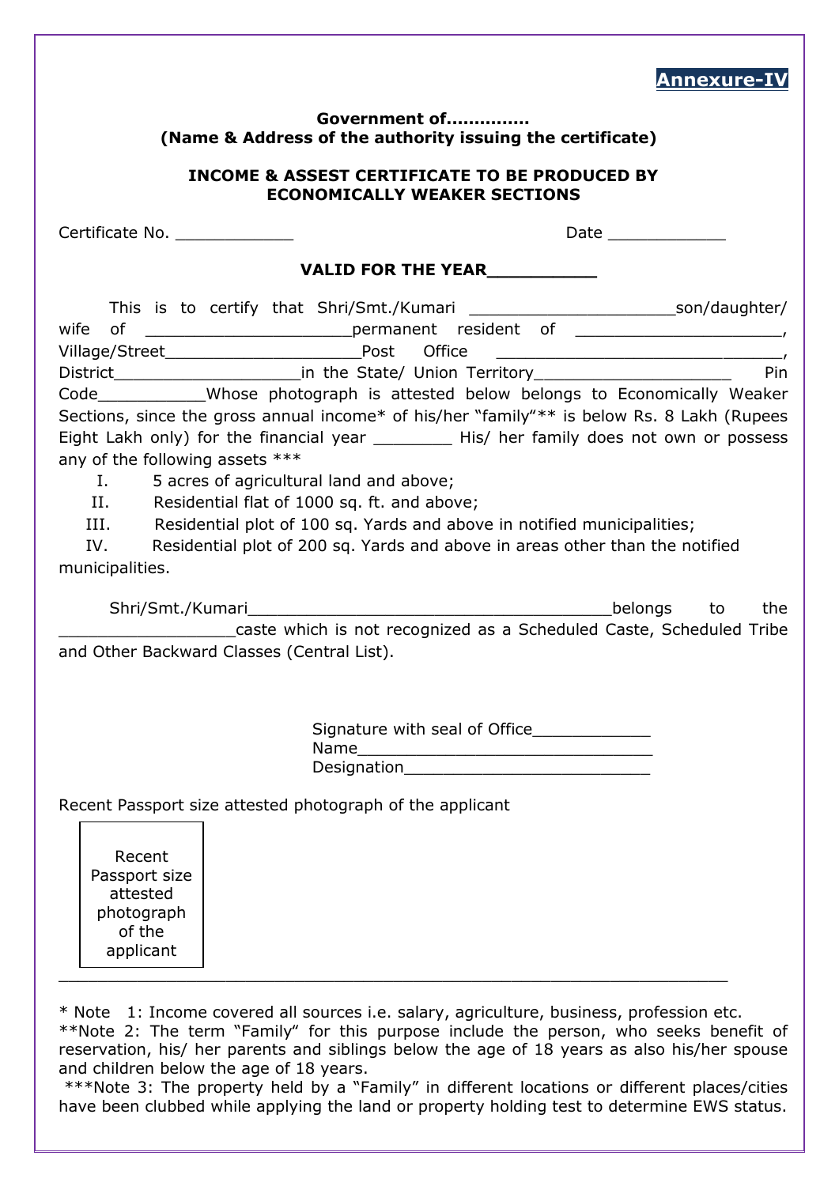**Annexure-IV**

**Government of..............**
**(Name & Address of the authority issuing the certificate)**

**INCOME & ASSEST CERTIFICATE TO BE PRODUCED BY ECONOMICALLY WEAKER SECTIONS**

Certificate No. ____________ Date ____________

**VALID FOR THE YEAR__________**

This is to certify that Shri/Smt./Kumari _____________________son/daughter/ wife of _____________________permanent resident of _____________________, Village/Street_____________________Post Office _____________________________, District___________________in the State/ Union Territory____________________ Pin Code___________Whose photograph is attested below belongs to Economically Weaker Sections, since the gross annual income* of his/her "family"** is below Rs. 8 Lakh (Rupees Eight Lakh only) for the financial year ________ His/ her family does not own or possess any of the following assets ***

I. 5 acres of agricultural land and above;
II. Residential flat of 1000 sq. ft. and above;
III. Residential plot of 100 sq. Yards and above in notified municipalities;
IV. Residential plot of 200 sq. Yards and above in areas other than the notified municipalities.

Shri/Smt./Kumari_____________________________________belongs to the __________________caste which is not recognized as a Scheduled Caste, Scheduled Tribe and Other Backward Classes (Central List).

Signature with seal of Office____________
Name______________________________
Designation__________________________

Recent Passport size attested photograph of the applicant

| Recent Passport size attested photograph of the applicant |
|---|

---

* Note 1: Income covered all sources i.e. salary, agriculture, business, profession etc.
**Note 2: The term "Family" for this purpose include the person, who seeks benefit of reservation, his/ her parents and siblings below the age of 18 years as also his/her spouse and children below the age of 18 years.
***Note 3: The property held by a "Family" in different locations or different places/cities have been clubbed while applying the land or property holding test to determine EWS status.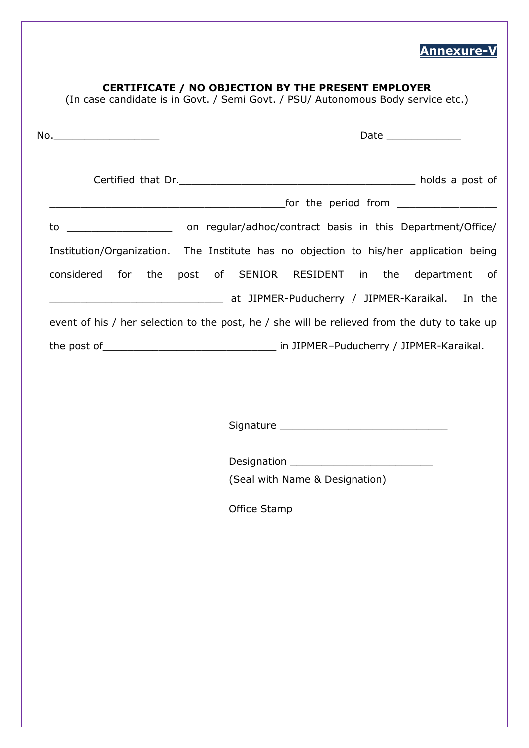**Annexure-V**

**CERTIFICATE / NO OBJECTION BY THE PRESENT EMPLOYER**
(In case candidate is in Govt. / Semi Govt. / PSU/ Autonomous Body service etc.)

No.__________________ Date _____________

Certified that Dr.________________________________________ holds a post of ________________________________________for the period from _________________ to __________________ on regular/adhoc/contract basis in this Department/Office/ Institution/Organization. The Institute has no objection to his/her application being considered for the post of SENIOR RESIDENT in the department of ______________________________ at JIPMER-Puducherry / JIPMER-Karaikal. In the event of his / her selection to the post, he / she will be relieved from the duty to take up the post of______________________________ in JIPMER–Puducherry / JIPMER-Karaikal.

Signature _____________________________

Designation _________________________
(Seal with Name & Designation)

Office Stamp